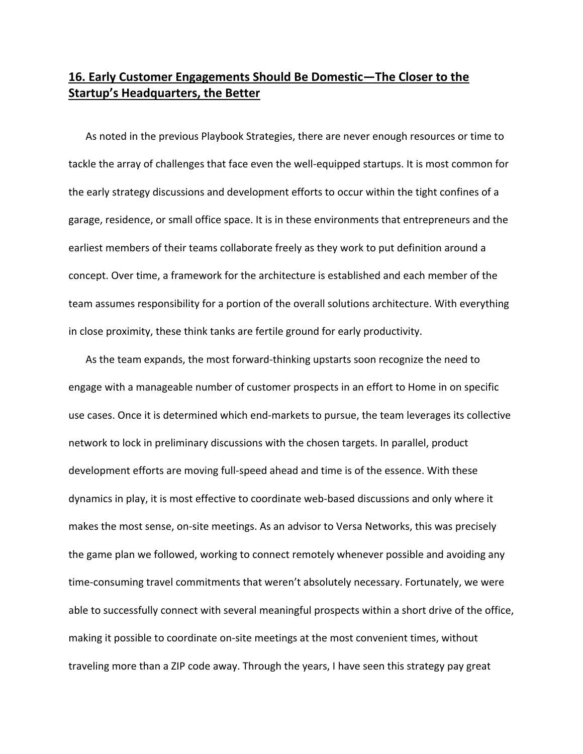## 16. Early Customer Engagements Should Be Domestic—The Closer to the Startup's Headquarters, the Better

As noted in the previous Playbook Strategies, there are never enough resources or time to tackle the array of challenges that face even the well-equipped startups. It is most common for the early strategy discussions and development efforts to occur within the tight confines of a garage, residence, or small office space. It is in these environments that entrepreneurs and the earliest members of their teams collaborate freely as they work to put definition around a concept. Over time, a framework for the architecture is established and each member of the team assumes responsibility for a portion of the overall solutions architecture. With everything in close proximity, these think tanks are fertile ground for early productivity.

As the team expands, the most forward-thinking upstarts soon recognize the need to engage with a manageable number of customer prospects in an effort to Home in on specific use cases. Once it is determined which end-markets to pursue, the team leverages its collective network to lock in preliminary discussions with the chosen targets. In parallel, product development efforts are moving full-speed ahead and time is of the essence. With these dynamics in play, it is most effective to coordinate web-based discussions and only where it makes the most sense, on-site meetings. As an advisor to Versa Networks, this was precisely the game plan we followed, working to connect remotely whenever possible and avoiding any time-consuming travel commitments that weren't absolutely necessary. Fortunately, we were able to successfully connect with several meaningful prospects within a short drive of the office, making it possible to coordinate on-site meetings at the most convenient times, without traveling more than a ZIP code away. Through the years, I have seen this strategy pay great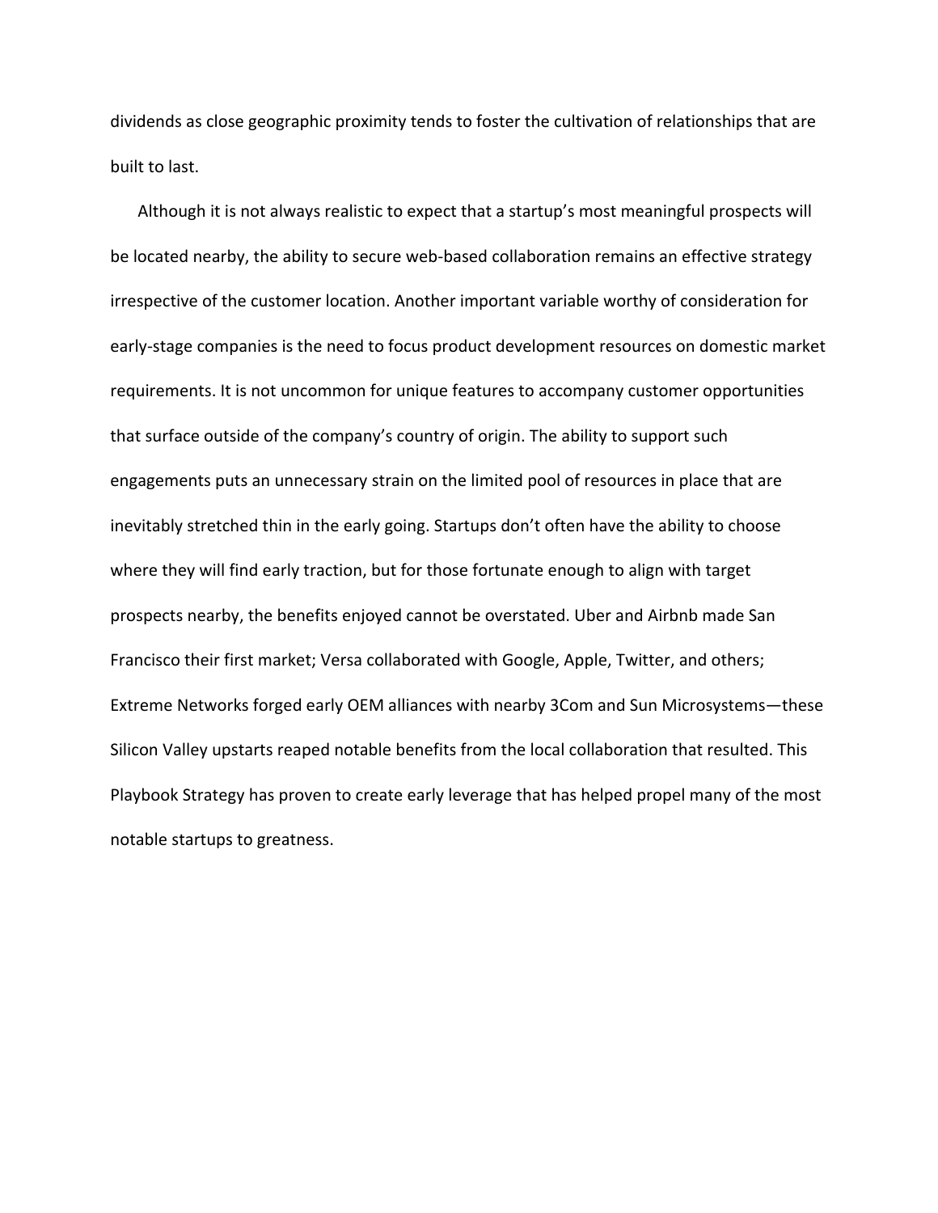dividends as close geographic proximity tends to foster the cultivation of relationships that are built to last.

Although it is not always realistic to expect that a startup's most meaningful prospects will be located nearby, the ability to secure web-based collaboration remains an effective strategy irrespective of the customer location. Another important variable worthy of consideration for early-stage companies is the need to focus product development resources on domestic market requirements. It is not uncommon for unique features to accompany customer opportunities that surface outside of the company's country of origin. The ability to support such engagements puts an unnecessary strain on the limited pool of resources in place that are inevitably stretched thin in the early going. Startups don't often have the ability to choose where they will find early traction, but for those fortunate enough to align with target prospects nearby, the benefits enjoyed cannot be overstated. Uber and Airbnb made San Francisco their first market; Versa collaborated with Google, Apple, Twitter, and others; Extreme Networks forged early OEM alliances with nearby 3Com and Sun Microsystems—these Silicon Valley upstarts reaped notable benefits from the local collaboration that resulted. This Playbook Strategy has proven to create early leverage that has helped propel many of the most notable startups to greatness.